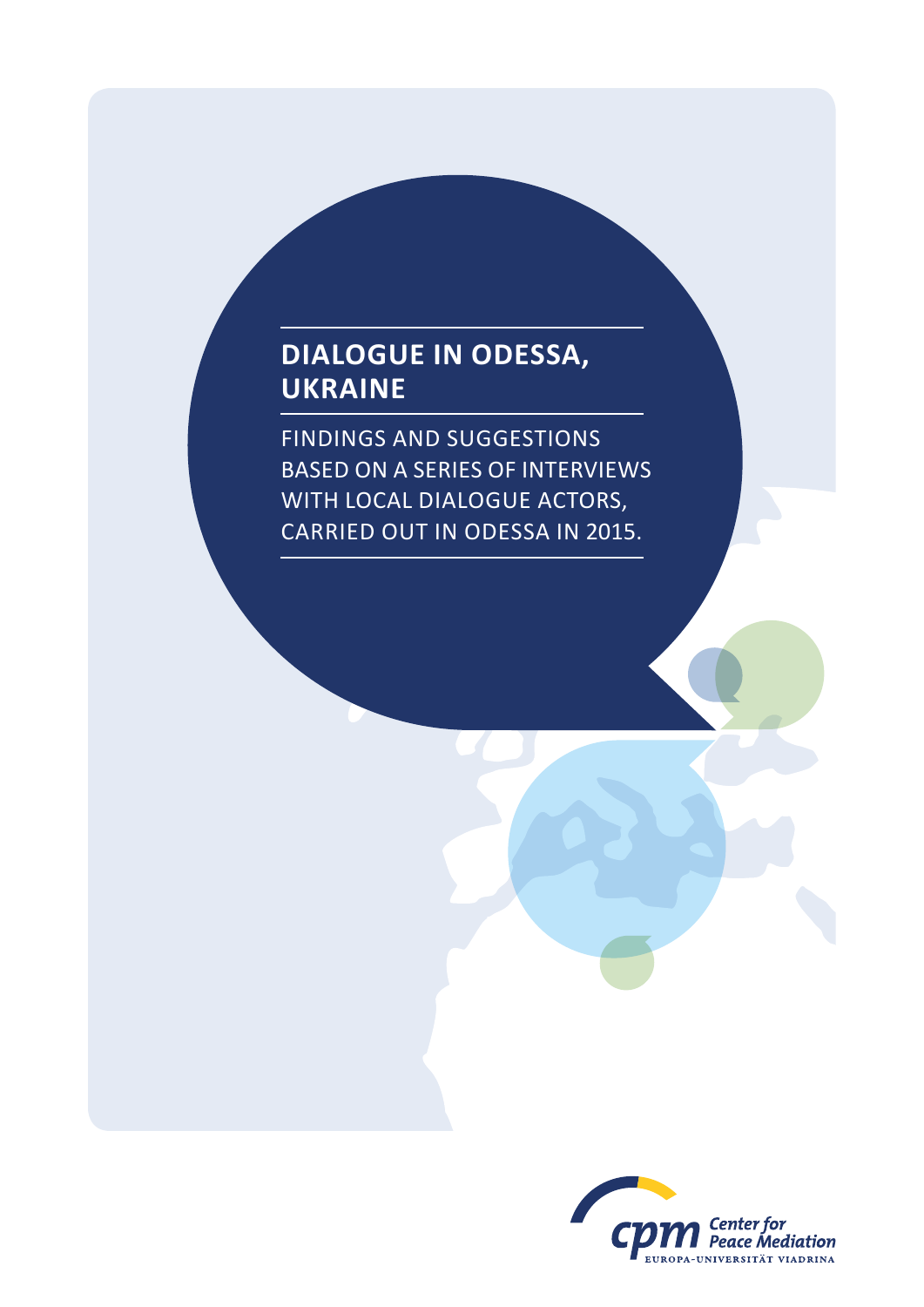# DIALOGUE IN ODESSA, UKRAINE

FINDINGS AND SUGGESTIONS BASED ON A SERIES OF INTERVIEWS WITH LOCAL DIALOGUE ACTORS, CARRIED OUT IN ODESSA IN 2015.

cpm Center for Peace Mediation
EUROPA-UNIVERSITÄT VIADRINA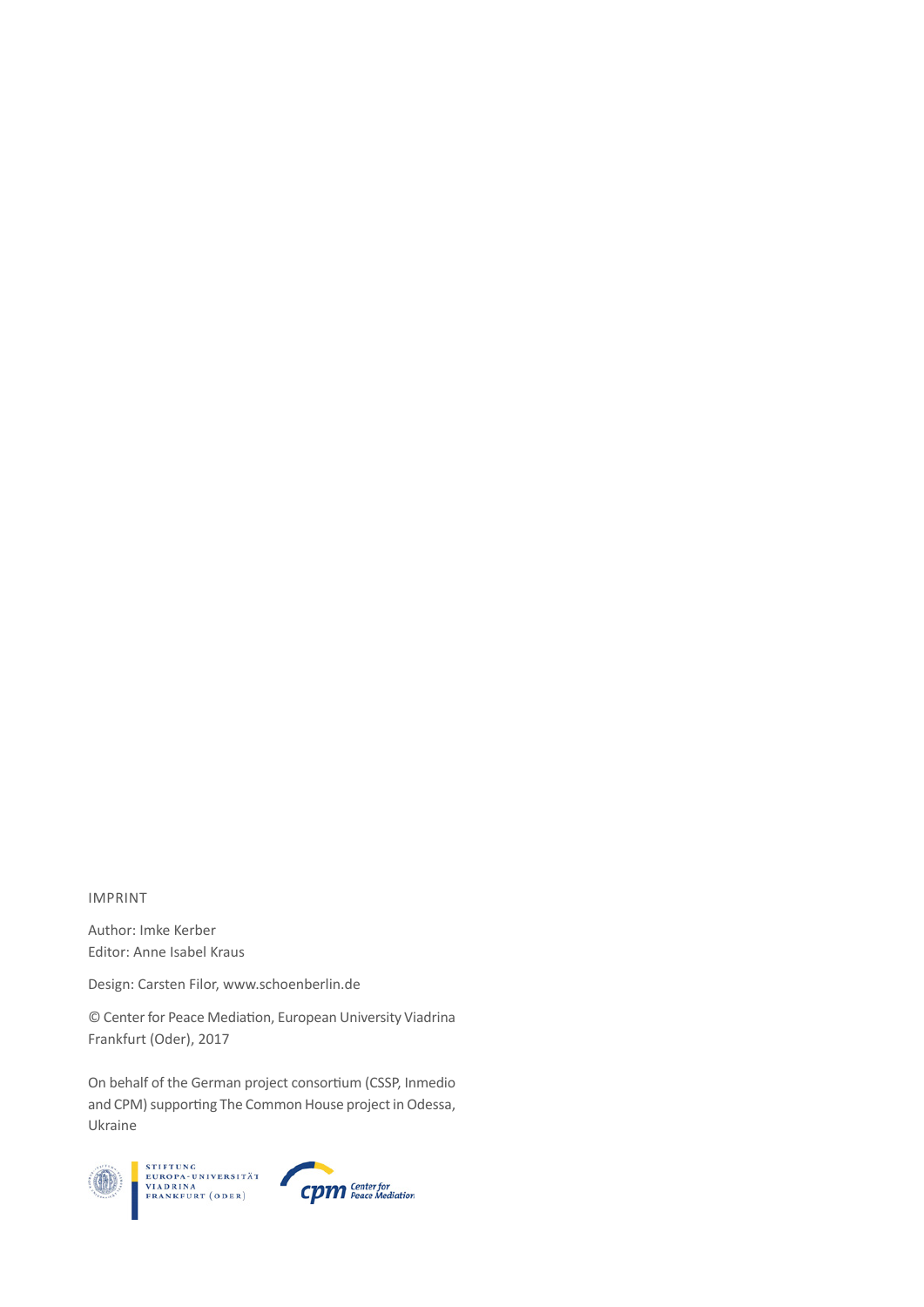IMPRINT

Author: Imke Kerber
Editor: Anne Isabel Kraus

Design: Carsten Filor, www.schoenberlin.de

© Center for Peace Mediation, European University Viadrina Frankfurt (Oder), 2017

On behalf of the German project consortium (CSSP, Inmedio and CPM) supporting The Common House project in Odessa, Ukraine

STIFTUNG EUROPA-UNIVERSITÄT VIADRINA FRANKFURT (ODER)

cpm Center for Peace Mediation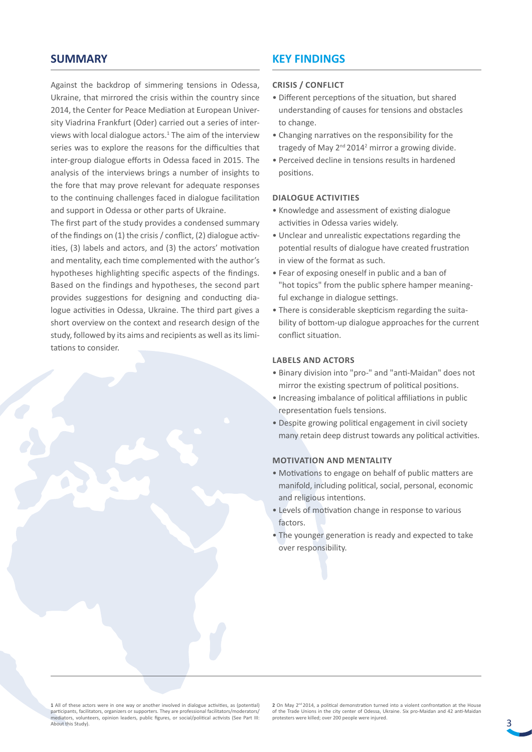## SUMMARY

Against the backdrop of simmering tensions in Odessa, Ukraine, that mirrored the crisis within the country since 2014, the Center for Peace Mediation at European University Viadrina Frankfurt (Oder) carried out a series of interviews with local dialogue actors.[1] The aim of the interview series was to explore the reasons for the difficulties that inter-group dialogue efforts in Odessa faced in 2015. The analysis of the interviews brings a number of insights to the fore that may prove relevant for adequate responses to the continuing challenges faced in dialogue facilitation and support in Odessa or other parts of Ukraine.

The first part of the study provides a condensed summary of the findings on (1) the crisis / conflict, (2) dialogue activities, (3) labels and actors, and (3) the actors' motivation and mentality, each time complemented with the author's hypotheses highlighting specific aspects of the findings. Based on the findings and hypotheses, the second part provides suggestions for designing and conducting dialogue activities in Odessa, Ukraine. The third part gives a short overview on the context and research design of the study, followed by its aims and recipients as well as its limitations to consider.

## KEY FINDINGS

### CRISIS / CONFLICT

- Different perceptions of the situation, but shared understanding of causes for tensions and obstacles to change.
- Changing narratives on the responsibility for the tragedy of May 2nd 2014[2] mirror a growing divide.
- Perceived decline in tensions results in hardened positions.

### DIALOGUE ACTIVITIES

- Knowledge and assessment of existing dialogue activities in Odessa varies widely.
- Unclear and unrealistic expectations regarding the potential results of dialogue have created frustration in view of the format as such.
- Fear of exposing oneself in public and a ban of "hot topics" from the public sphere hamper meaningful exchange in dialogue settings.
- There is considerable skepticism regarding the suitability of bottom-up dialogue approaches for the current conflict situation.

### LABELS AND ACTORS

- Binary division into "pro-" and "anti-Maidan" does not mirror the existing spectrum of political positions.
- Increasing imbalance of political affiliations in public representation fuels tensions.
- Despite growing political engagement in civil society many retain deep distrust towards any political activities.

### MOTIVATION AND MENTALITY

- Motivations to engage on behalf of public matters are manifold, including political, social, personal, economic and religious intentions.
- Levels of motivation change in response to various factors.
- The younger generation is ready and expected to take over responsibility.

---

**1** All of these actors were in one way or another involved in dialogue activities, as (potential) participants, facilitators, organizers or supporters. They are professional facilitators/moderators/mediators, volunteers, opinion leaders, public figures, or social/political activists (See Part III: About this Study).

**2** On May 2nd 2014, a political demonstration turned into a violent confrontation at the House of the Trade Unions in the city center of Odessa, Ukraine. Six pro-Maidan and 42 anti-Maidan protesters were killed; over 200 people were injured.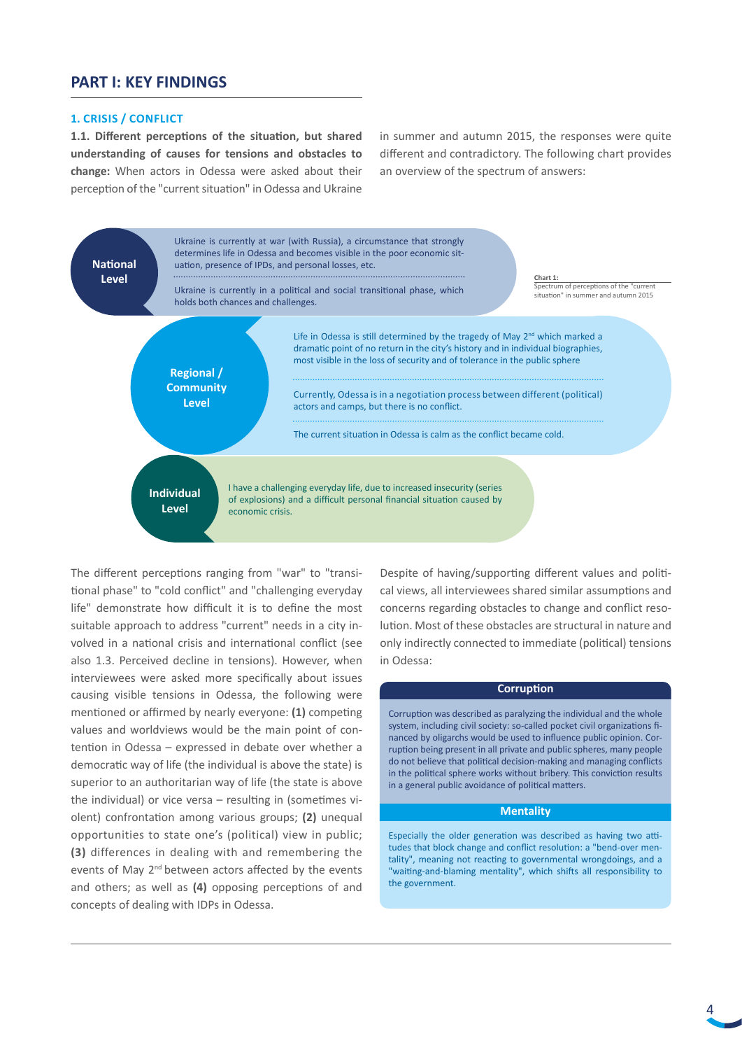# PART I: KEY FINDINGS

## 1. CRISIS / CONFLICT

**1.1. Different perceptions of the situation, but shared understanding of causes for tensions and obstacles to change:** When actors in Odessa were asked about their perception of the "current situation" in Odessa and Ukraine in summer and autumn 2015, the responses were quite different and contradictory. The following chart provides an overview of the spectrum of answers:

**Chart 1:** Spectrum of perceptions of the "current situation" in summer and autumn 2015

**National Level**

- Ukraine is currently at war (with Russia), a circumstance that strongly determines life in Odessa and becomes visible in the poor economic situation, presence of IPDs, and personal losses, etc.
- Ukraine is currently in a political and social transitional phase, which holds both chances and challenges.

**Regional / Community Level**

- Life in Odessa is still determined by the tragedy of May 2nd which marked a dramatic point of no return in the city's history and in individual biographies, most visible in the loss of security and of tolerance in the public sphere
- Currently, Odessa is in a negotiation process between different (political) actors and camps, but there is no conflict.
- The current situation in Odessa is calm as the conflict became cold.

**Individual Level**

- I have a challenging everyday life, due to increased insecurity (series of explosions) and a difficult personal financial situation caused by economic crisis.

The different perceptions ranging from "war" to "transitional phase" to "cold conflict" and "challenging everyday life" demonstrate how difficult it is to define the most suitable approach to address "current" needs in a city involved in a national crisis and international conflict (see also 1.3. Perceived decline in tensions). However, when interviewees were asked more specifically about issues causing visible tensions in Odessa, the following were mentioned or affirmed by nearly everyone: **(1)** competing values and worldviews would be the main point of contention in Odessa – expressed in debate over whether a democratic way of life (the individual is above the state) is superior to an authoritarian way of life (the state is above the individual) or vice versa – resulting in (sometimes violent) confrontation among various groups; **(2)** unequal opportunities to state one's (political) view in public; **(3)** differences in dealing with and remembering the events of May 2nd between actors affected by the events and others; as well as **(4)** opposing perceptions of and concepts of dealing with IDPs in Odessa.

Despite of having/supporting different values and political views, all interviewees shared similar assumptions and concerns regarding obstacles to change and conflict resolution. Most of these obstacles are structural in nature and only indirectly connected to immediate (political) tensions in Odessa:

**Corruption**

Corruption was described as paralyzing the individual and the whole system, including civil society: so-called pocket civil organizations financed by oligarchs would be used to influence public opinion. Corruption being present in all private and public spheres, many people do not believe that political decision-making and managing conflicts in the political sphere works without bribery. This conviction results in a general public avoidance of political matters.

**Mentality**

Especially the older generation was described as having two attitudes that block change and conflict resolution: a "bend-over mentality", meaning not reacting to governmental wrongdoings, and a "waiting-and-blaming mentality", which shifts all responsibility to the government.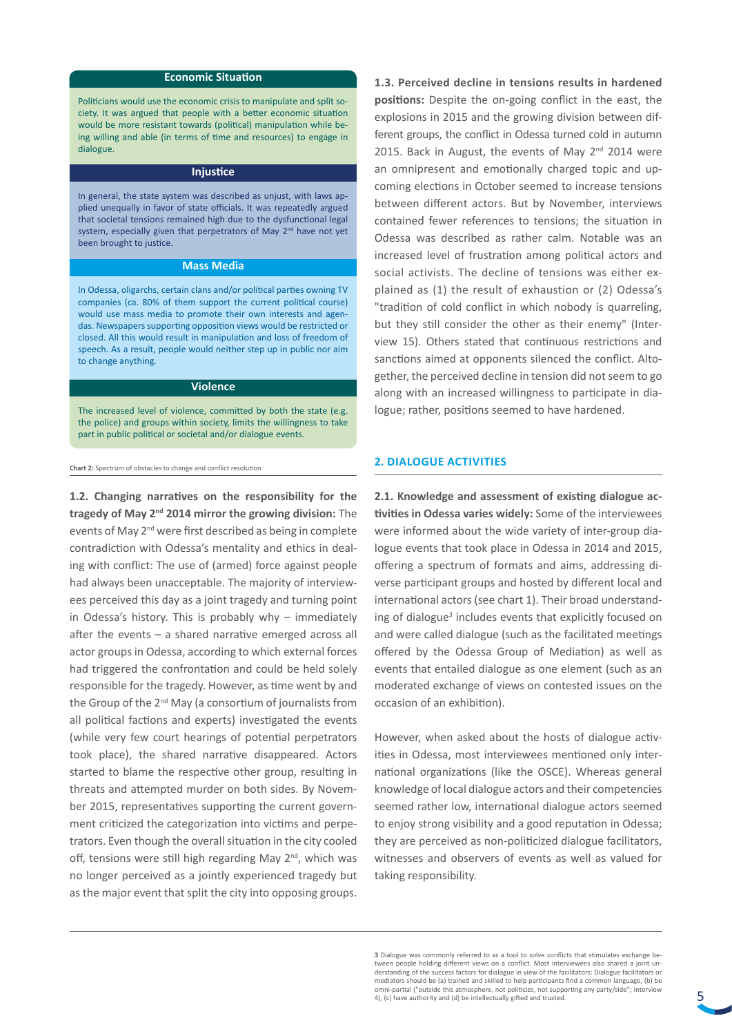**Economic Situation**

Politicians would use the economic crisis to manipulate and split society. It was argued that people with a better economic situation would be more resistant towards (political) manipulation while being willing and able (in terms of time and resources) to engage in dialogue.

**Injustice**

In general, the state system was described as unjust, with laws applied unequally in favor of state officials. It was repeatedly argued that societal tensions remained high due to the dysfunctional legal system, especially given that perpetrators of May 2nd have not yet been brought to justice.

**Mass Media**

In Odessa, oligarchs, certain clans and/or political parties owning TV companies (ca. 80% of them support the current political course) would use mass media to promote their own interests and agendas. Newspapers supporting opposition views would be restricted or closed. All this would result in manipulation and loss of freedom of speech. As a result, people would neither step up in public nor aim to change anything.

**Violence**

The increased level of violence, committed by both the state (e.g. the police) and groups within society, limits the willingness to take part in public political or societal and/or dialogue events.

**Chart 2:** Spectrum of obstacles to change and conflict resolution

**1.2. Changing narratives on the responsibility for the tragedy of May 2nd 2014 mirror the growing division:** The events of May 2nd were first described as being in complete contradiction with Odessa's mentality and ethics in dealing with conflict: The use of (armed) force against people had always been unacceptable. The majority of interviewees perceived this day as a joint tragedy and turning point in Odessa's history. This is probably why – immediately after the events – a shared narrative emerged across all actor groups in Odessa, according to which external forces had triggered the confrontation and could be held solely responsible for the tragedy. However, as time went by and the Group of the 2nd May (a consortium of journalists from all political factions and experts) investigated the events (while very few court hearings of potential perpetrators took place), the shared narrative disappeared. Actors started to blame the respective other group, resulting in threats and attempted murder on both sides. By November 2015, representatives supporting the current government criticized the categorization into victims and perpetrators. Even though the overall situation in the city cooled off, tensions were still high regarding May 2nd, which was no longer perceived as a jointly experienced tragedy but as the major event that split the city into opposing groups.

**1.3. Perceived decline in tensions results in hardened positions:** Despite the on-going conflict in the east, the explosions in 2015 and the growing division between different groups, the conflict in Odessa turned cold in autumn 2015. Back in August, the events of May 2nd 2014 were an omnipresent and emotionally charged topic and upcoming elections in October seemed to increase tensions between different actors. But by November, interviews contained fewer references to tensions; the situation in Odessa was described as rather calm. Notable was an increased level of frustration among political actors and social activists. The decline of tensions was either explained as (1) the result of exhaustion or (2) Odessa's "tradition of cold conflict in which nobody is quarreling, but they still consider the other as their enemy" (Interview 15). Others stated that continuous restrictions and sanctions aimed at opponents silenced the conflict. Altogether, the perceived decline in tension did not seem to go along with an increased willingness to participate in dialogue; rather, positions seemed to have hardened.

## 2. DIALOGUE ACTIVITIES

**2.1. Knowledge and assessment of existing dialogue activities in Odessa varies widely:** Some of the interviewees were informed about the wide variety of inter-group dialogue events that took place in Odessa in 2014 and 2015, offering a spectrum of formats and aims, addressing diverse participant groups and hosted by different local and international actors (see chart 1). Their broad understanding of dialogue[3] includes events that explicitly focused on and were called dialogue (such as the facilitated meetings offered by the Odessa Group of Mediation) as well as events that entailed dialogue as one element (such as an moderated exchange of views on contested issues on the occasion of an exhibition).

However, when asked about the hosts of dialogue activities in Odessa, most interviewees mentioned only international organizations (like the OSCE). Whereas general knowledge of local dialogue actors and their competencies seemed rather low, international dialogue actors seemed to enjoy strong visibility and a good reputation in Odessa; they are perceived as non-politicized dialogue facilitators, witnesses and observers of events as well as valued for taking responsibility.

**3** Dialogue was commonly referred to as a tool to solve conflicts that stimulates exchange between people holding different views on a conflict. Most interviewees also shared a joint understanding of the success factors for dialogue in view of the facilitators: Dialogue facilitators or mediators should be (a) trained and skilled to help participants find a common language, (b) be omni-partial ("outside this atmosphere, not politicize, not supporting any party/side"; Interview 4), (c) have authority and (d) be intellectually gifted and trusted.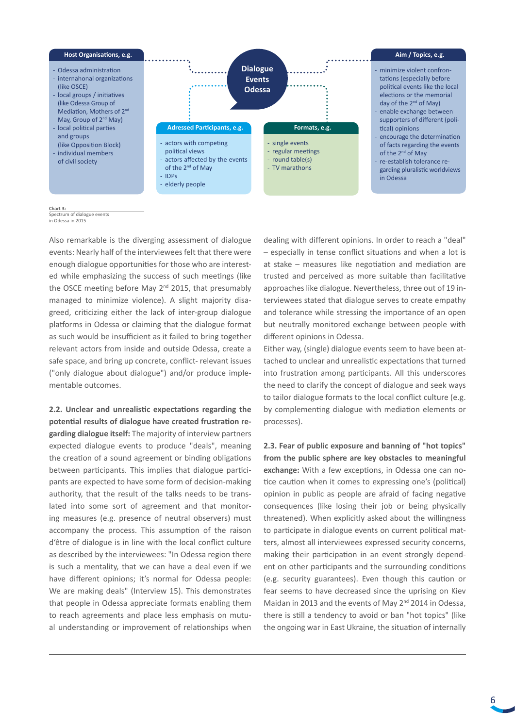**Dialogue Events Odessa**

**Host Organisations, e.g.**

- Odessa administration
- internahonal organizations (like OSCE)
- local groups / initiatives (like Odessa Group of Mediation, Mothers of 2nd May, Group of 2nd May)
- local political parties and groups (like Opposition Block)
- individual members of civil society

**Adressed Participants, e.g.**

- actors with competing political views
- actors affected by the events of the 2nd of May
- IDPs
- elderly people

**Formats, e.g.**

- single events
- regular meetings
- round table(s)
- TV marathons

**Aim / Topics, e.g.**

- minimize violent confrontations (especially before political events like the local elections or the memorial day of the 2nd of May)
- enable exchange between supporters of different (political) opinions
- encourage the determination of facts regarding the events of the 2nd of May
- re-establish tolerance regarding pluralistic worldviews in Odessa

**Chart 3:**
Spectrum of dialogue events in Odessa in 2015

Also remarkable is the diverging assessment of dialogue events: Nearly half of the interviewees felt that there were enough dialogue opportunities for those who are interested while emphasizing the success of such meetings (like the OSCE meeting before May 2nd 2015, that presumably managed to minimize violence). A slight majority disagreed, criticizing either the lack of inter-group dialogue platforms in Odessa or claiming that the dialogue format as such would be insufficient as it failed to bring together relevant actors from inside and outside Odessa, create a safe space, and bring up concrete, conflict- relevant issues ("only dialogue about dialogue") and/or produce implementable outcomes.

**2.2. Unclear and unrealistic expectations regarding the potential results of dialogue have created frustration regarding dialogue itself:** The majority of interview partners expected dialogue events to produce "deals", meaning the creation of a sound agreement or binding obligations between participants. This implies that dialogue participants are expected to have some form of decision-making authority, that the result of the talks needs to be translated into some sort of agreement and that monitoring measures (e.g. presence of neutral observers) must accompany the process. This assumption of the raison d'être of dialogue is in line with the local conflict culture as described by the interviewees: "In Odessa region there is such a mentality, that we can have a deal even if we have different opinions; it's normal for Odessa people: We are making deals" (Interview 15). This demonstrates that people in Odessa appreciate formats enabling them to reach agreements and place less emphasis on mutual understanding or improvement of relationships when dealing with different opinions. In order to reach a "deal" – especially in tense conflict situations and when a lot is at stake – measures like negotiation and mediation are trusted and perceived as more suitable than facilitative approaches like dialogue. Nevertheless, three out of 19 interviewees stated that dialogue serves to create empathy and tolerance while stressing the importance of an open but neutrally monitored exchange between people with different opinions in Odessa.

Either way, (single) dialogue events seem to have been attached to unclear and unrealistic expectations that turned into frustration among participants. All this underscores the need to clarify the concept of dialogue and seek ways to tailor dialogue formats to the local conflict culture (e.g. by complementing dialogue with mediation elements or processes).

**2.3. Fear of public exposure and banning of "hot topics" from the public sphere are key obstacles to meaningful exchange:** With a few exceptions, in Odessa one can notice caution when it comes to expressing one's (political) opinion in public as people are afraid of facing negative consequences (like losing their job or being physically threatened). When explicitly asked about the willingness to participate in dialogue events on current political matters, almost all interviewees expressed security concerns, making their participation in an event strongly dependent on other participants and the surrounding conditions (e.g. security guarantees). Even though this caution or fear seems to have decreased since the uprising on Kiev Maidan in 2013 and the events of May 2nd 2014 in Odessa, there is still a tendency to avoid or ban "hot topics" (like the ongoing war in East Ukraine, the situation of internally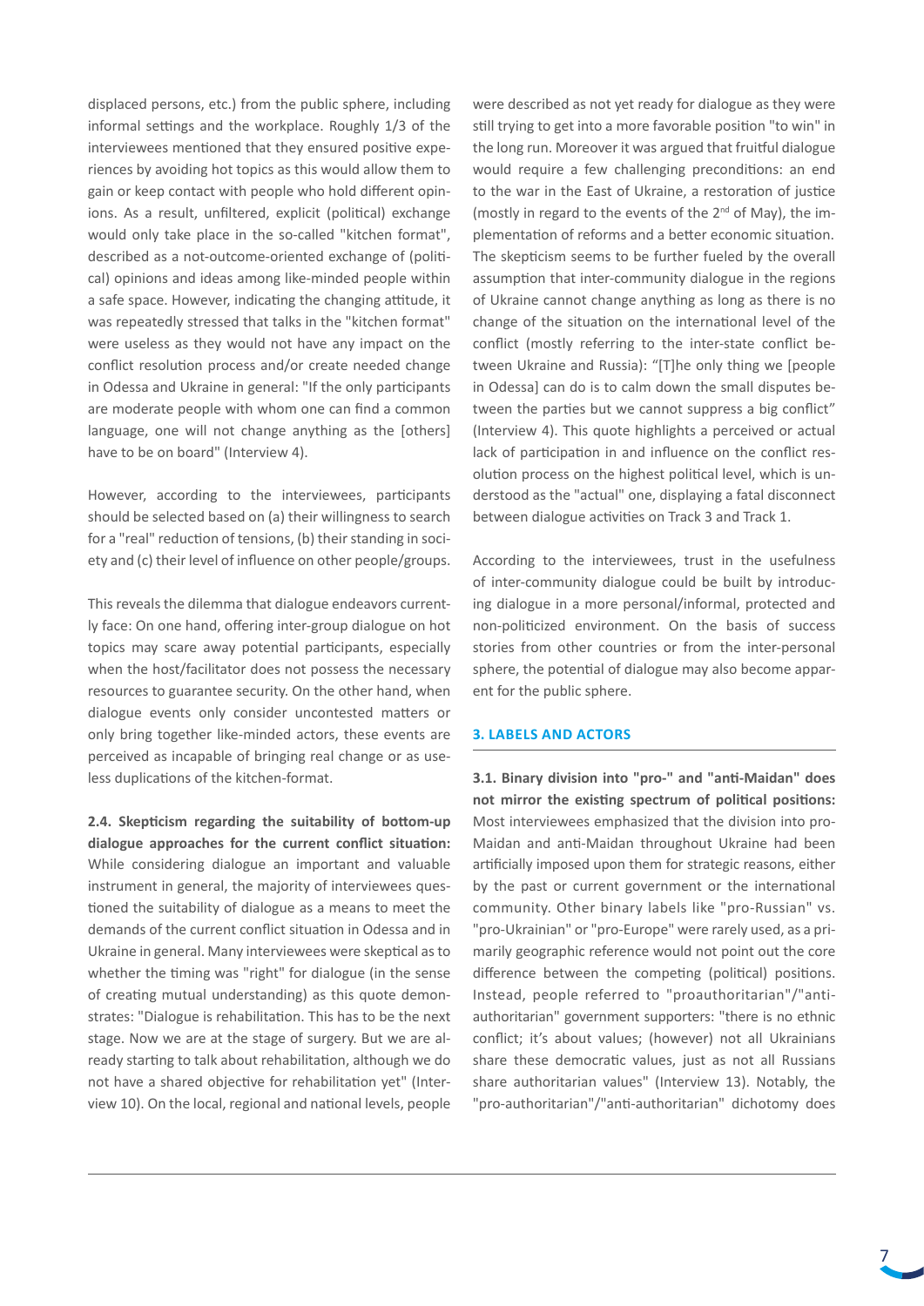displaced persons, etc.) from the public sphere, including informal settings and the workplace. Roughly 1/3 of the interviewees mentioned that they ensured positive experiences by avoiding hot topics as this would allow them to gain or keep contact with people who hold different opinions. As a result, unfiltered, explicit (political) exchange would only take place in the so-called "kitchen format", described as a not-outcome-oriented exchange of (political) opinions and ideas among like-minded people within a safe space. However, indicating the changing attitude, it was repeatedly stressed that talks in the "kitchen format" were useless as they would not have any impact on the conflict resolution process and/or create needed change in Odessa and Ukraine in general: "If the only participants are moderate people with whom one can find a common language, one will not change anything as the [others] have to be on board" (Interview 4).

However, according to the interviewees, participants should be selected based on (a) their willingness to search for a "real" reduction of tensions, (b) their standing in society and (c) their level of influence on other people/groups.

This reveals the dilemma that dialogue endeavors currently face: On one hand, offering inter-group dialogue on hot topics may scare away potential participants, especially when the host/facilitator does not possess the necessary resources to guarantee security. On the other hand, when dialogue events only consider uncontested matters or only bring together like-minded actors, these events are perceived as incapable of bringing real change or as useless duplications of the kitchen-format.

**2.4. Skepticism regarding the suitability of bottom-up dialogue approaches for the current conflict situation:** While considering dialogue an important and valuable instrument in general, the majority of interviewees questioned the suitability of dialogue as a means to meet the demands of the current conflict situation in Odessa and in Ukraine in general. Many interviewees were skeptical as to whether the timing was "right" for dialogue (in the sense of creating mutual understanding) as this quote demonstrates: "Dialogue is rehabilitation. This has to be the next stage. Now we are at the stage of surgery. But we are already starting to talk about rehabilitation, although we do not have a shared objective for rehabilitation yet" (Interview 10). On the local, regional and national levels, people were described as not yet ready for dialogue as they were still trying to get into a more favorable position "to win" in the long run. Moreover it was argued that fruitful dialogue would require a few challenging preconditions: an end to the war in the East of Ukraine, a restoration of justice (mostly in regard to the events of the 2nd of May), the implementation of reforms and a better economic situation. The skepticism seems to be further fueled by the overall assumption that inter-community dialogue in the regions of Ukraine cannot change anything as long as there is no change of the situation on the international level of the conflict (mostly referring to the inter-state conflict between Ukraine and Russia): "[T]he only thing we [people in Odessa] can do is to calm down the small disputes between the parties but we cannot suppress a big conflict" (Interview 4). This quote highlights a perceived or actual lack of participation in and influence on the conflict resolution process on the highest political level, which is understood as the "actual" one, displaying a fatal disconnect between dialogue activities on Track 3 and Track 1.

According to the interviewees, trust in the usefulness of inter-community dialogue could be built by introducing dialogue in a more personal/informal, protected and non-politicized environment. On the basis of success stories from other countries or from the inter-personal sphere, the potential of dialogue may also become apparent for the public sphere.

## 3. LABELS AND ACTORS

**3.1. Binary division into "pro-" and "anti-Maidan" does not mirror the existing spectrum of political positions:** Most interviewees emphasized that the division into pro-Maidan and anti-Maidan throughout Ukraine had been artificially imposed upon them for strategic reasons, either by the past or current government or the international community. Other binary labels like "pro-Russian" vs. "pro-Ukrainian" or "pro-Europe" were rarely used, as a primarily geographic reference would not point out the core difference between the competing (political) positions. Instead, people referred to "proauthoritarian"/"anti-authoritarian" government supporters: "there is no ethnic conflict; it's about values; (however) not all Ukrainians share these democratic values, just as not all Russians share authoritarian values" (Interview 13). Notably, the "pro-authoritarian"/"anti-authoritarian" dichotomy does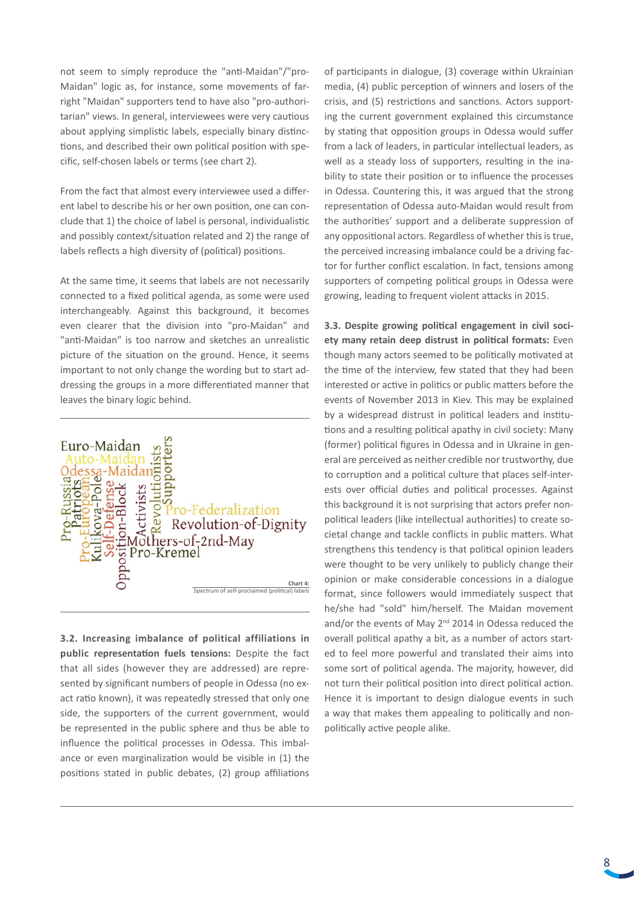not seem to simply reproduce the "anti-Maidan"/"pro-Maidan" logic as, for instance, some movements of far-right "Maidan" supporters tend to have also "pro-authoritarian" views. In general, interviewees were very cautious about applying simplistic labels, especially binary distinctions, and described their own political position with specific, self-chosen labels or terms (see chart 2).

From the fact that almost every interviewee used a different label to describe his or her own position, one can conclude that 1) the choice of label is personal, individualistic and possibly context/situation related and 2) the range of labels reflects a high diversity of (political) positions.

At the same time, it seems that labels are not necessarily connected to a fixed political agenda, as some were used interchangeably. Against this background, it becomes even clearer that the division into "pro-Maidan" and "anti-Maidan" is too narrow and sketches an unrealistic picture of the situation on the ground. Hence, it seems important to not only change the wording but to start addressing the groups in a more differentiated manner that leaves the binary logic behind.

Euro-Maidan, Auto-Maidan, Odessa-Maidan, Pro-Russia, Patriots, Pro-European, Kulikova-Pole, Self-Defense, Opposition-Block, Activists, Revolutionists, Supporters, Pro-Federalization, Revolution-of-Dignity, Mothers-of-2nd-May, Pro-Kremel

**Chart 4:** Spectrum of self-proclaimed (political) labels

**3.2. Increasing imbalance of political affiliations in public representation fuels tensions:** Despite the fact that all sides (however they are addressed) are represented by significant numbers of people in Odessa (no exact ratio known), it was repeatedly stressed that only one side, the supporters of the current government, would be represented in the public sphere and thus be able to influence the political processes in Odessa. This imbalance or even marginalization would be visible in (1) the positions stated in public debates, (2) group affiliations of participants in dialogue, (3) coverage within Ukrainian media, (4) public perception of winners and losers of the crisis, and (5) restrictions and sanctions. Actors supporting the current government explained this circumstance by stating that opposition groups in Odessa would suffer from a lack of leaders, in particular intellectual leaders, as well as a steady loss of supporters, resulting in the inability to state their position or to influence the processes in Odessa. Countering this, it was argued that the strong representation of Odessa auto-Maidan would result from the authorities' support and a deliberate suppression of any oppositional actors. Regardless of whether this is true, the perceived increasing imbalance could be a driving factor for further conflict escalation. In fact, tensions among supporters of competing political groups in Odessa were growing, leading to frequent violent attacks in 2015.

**3.3. Despite growing political engagement in civil society many retain deep distrust in political formats:** Even though many actors seemed to be politically motivated at the time of the interview, few stated that they had been interested or active in politics or public matters before the events of November 2013 in Kiev. This may be explained by a widespread distrust in political leaders and institutions and a resulting political apathy in civil society: Many (former) political figures in Odessa and in Ukraine in general are perceived as neither credible nor trustworthy, due to corruption and a political culture that places self-interests over official duties and political processes. Against this background it is not surprising that actors prefer non-political leaders (like intellectual authorities) to create societal change and tackle conflicts in public matters. What strengthens this tendency is that political opinion leaders were thought to be very unlikely to publicly change their opinion or make considerable concessions in a dialogue format, since followers would immediately suspect that he/she had "sold" him/herself. The Maidan movement and/or the events of May 2nd 2014 in Odessa reduced the overall political apathy a bit, as a number of actors started to feel more powerful and translated their aims into some sort of political agenda. The majority, however, did not turn their political position into direct political action. Hence it is important to design dialogue events in such a way that makes them appealing to politically and non-politically active people alike.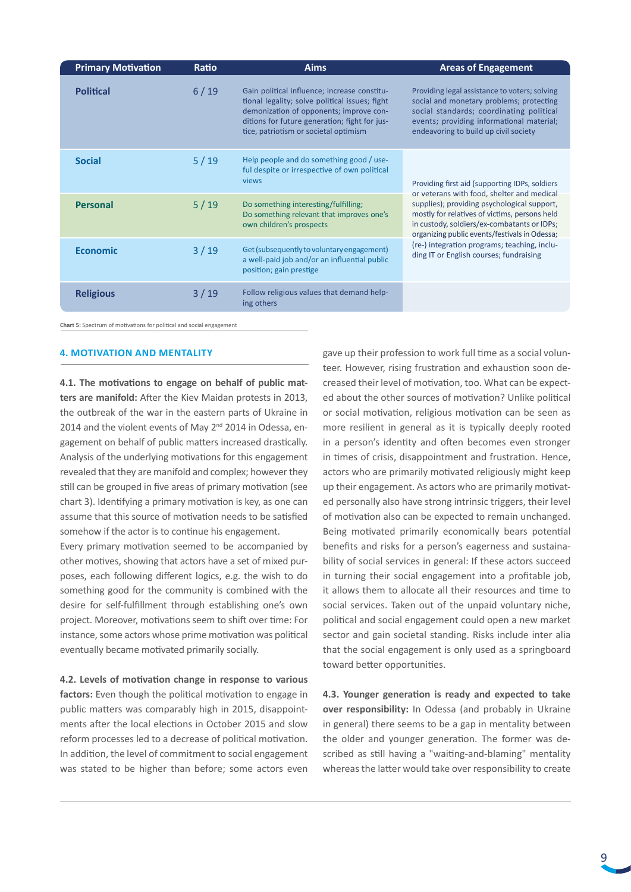| Primary Motivation | Ratio | Aims | Areas of Engagement |
|---|---|---|---|
| **Political** | 6 / 19 | Gain political influence; increase constitutional legality; solve political issues; fight demonization of opponents; improve conditions for future generation; fight for justice, patriotism or societal optimism | Providing legal assistance to voters; solving social and monetary problems; protecting social standards; coordinating political events; providing informational material; endeavoring to build up civil society |
| **Social** | 5 / 19 | Help people and do something good / useful despite or irrespective of own political views | Providing first aid (supporting IDPs, soldiers or veterans with food, shelter and medical supplies); providing psychological support, mostly for relatives of victims, persons held in custody, soldiers/ex-combatants or IDPs; organizing public events/festivals in Odessa; (re-) integration programs; teaching, including IT or English courses; fundraising |
| **Personal** | 5 / 19 | Do something interesting/fulfilling; Do something relevant that improves one's own children's prospects | |
| **Economic** | 3 / 19 | Get (subsequently to voluntary engagement) a well-paid job and/or an influential public position; gain prestige | |
| **Religious** | 3 / 19 | Follow religious values that demand helping others | |

**Chart 5:** Spectrum of motivations for political and social engagement

## 4. MOTIVATION AND MENTALITY

**4.1. The motivations to engage on behalf of public matters are manifold:** After the Kiev Maidan protests in 2013, the outbreak of the war in the eastern parts of Ukraine in 2014 and the violent events of May 2nd 2014 in Odessa, engagement on behalf of public matters increased drastically. Analysis of the underlying motivations for this engagement revealed that they are manifold and complex; however they still can be grouped in five areas of primary motivation (see chart 3). Identifying a primary motivation is key, as one can assume that this source of motivation needs to be satisfied somehow if the actor is to continue his engagement.

Every primary motivation seemed to be accompanied by other motives, showing that actors have a set of mixed purposes, each following different logics, e.g. the wish to do something good for the community is combined with the desire for self-fulfillment through establishing one's own project. Moreover, motivations seem to shift over time: For instance, some actors whose prime motivation was political eventually became motivated primarily socially.

**4.2. Levels of motivation change in response to various factors:** Even though the political motivation to engage in public matters was comparably high in 2015, disappointments after the local elections in October 2015 and slow reform processes led to a decrease of political motivation. In addition, the level of commitment to social engagement was stated to be higher than before; some actors even gave up their profession to work full time as a social volunteer. However, rising frustration and exhaustion soon decreased their level of motivation, too. What can be expected about the other sources of motivation? Unlike political or social motivation, religious motivation can be seen as more resilient in general as it is typically deeply rooted in a person's identity and often becomes even stronger in times of crisis, disappointment and frustration. Hence, actors who are primarily motivated religiously might keep up their engagement. As actors who are primarily motivated personally also have strong intrinsic triggers, their level of motivation also can be expected to remain unchanged. Being motivated primarily economically bears potential benefits and risks for a person's eagerness and sustainability of social services in general: If these actors succeed in turning their social engagement into a profitable job, it allows them to allocate all their resources and time to social services. Taken out of the unpaid voluntary niche, political and social engagement could open a new market sector and gain societal standing. Risks include inter alia that the social engagement is only used as a springboard toward better opportunities.

**4.3. Younger generation is ready and expected to take over responsibility:** In Odessa (and probably in Ukraine in general) there seems to be a gap in mentality between the older and younger generation. The former was described as still having a "waiting-and-blaming" mentality whereas the latter would take over responsibility to create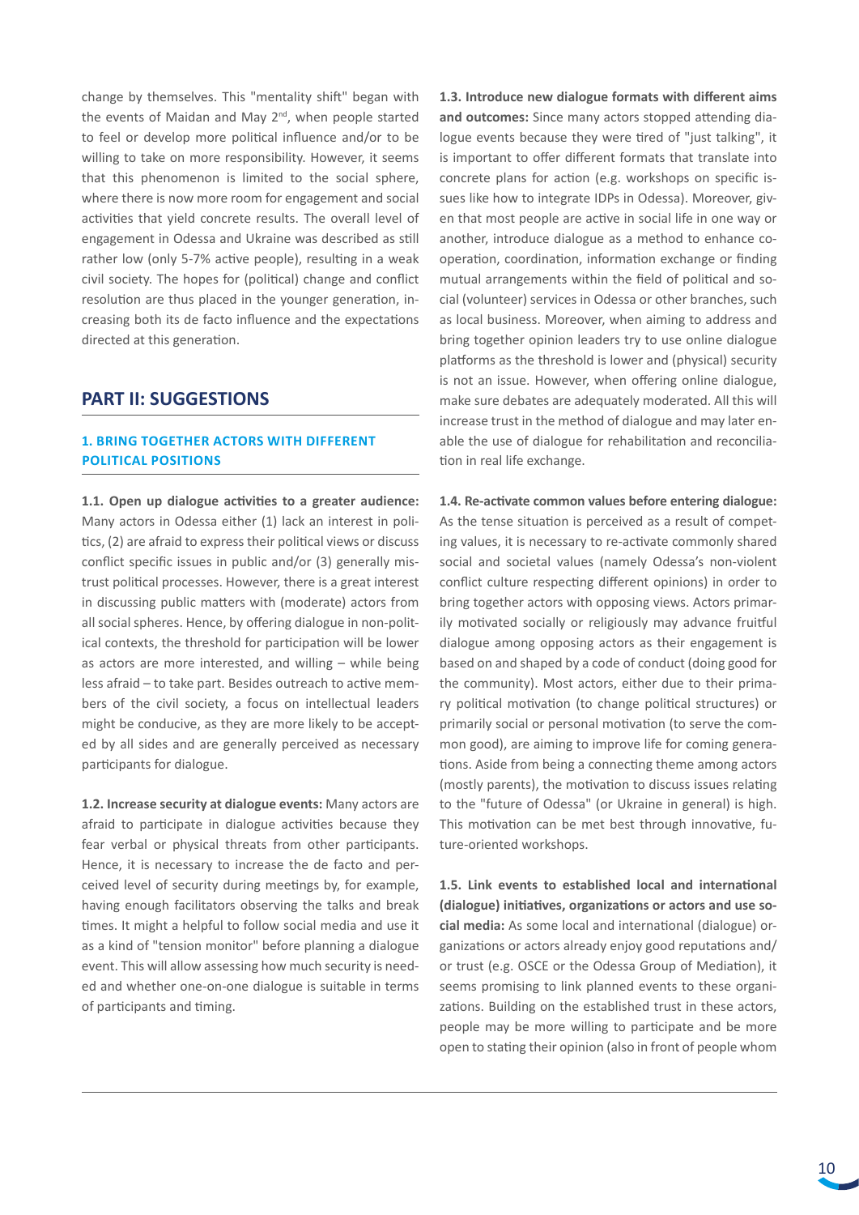change by themselves. This "mentality shift" began with the events of Maidan and May 2nd, when people started to feel or develop more political influence and/or to be willing to take on more responsibility. However, it seems that this phenomenon is limited to the social sphere, where there is now more room for engagement and social activities that yield concrete results. The overall level of engagement in Odessa and Ukraine was described as still rather low (only 5-7% active people), resulting in a weak civil society. The hopes for (political) change and conflict resolution are thus placed in the younger generation, increasing both its de facto influence and the expectations directed at this generation.

## PART II: SUGGESTIONS

### 1. BRING TOGETHER ACTORS WITH DIFFERENT POLITICAL POSITIONS

**1.1. Open up dialogue activities to a greater audience:** Many actors in Odessa either (1) lack an interest in politics, (2) are afraid to express their political views or discuss conflict specific issues in public and/or (3) generally mistrust political processes. However, there is a great interest in discussing public matters with (moderate) actors from all social spheres. Hence, by offering dialogue in non-political contexts, the threshold for participation will be lower as actors are more interested, and willing – while being less afraid – to take part. Besides outreach to active members of the civil society, a focus on intellectual leaders might be conducive, as they are more likely to be accepted by all sides and are generally perceived as necessary participants for dialogue.

**1.2. Increase security at dialogue events:** Many actors are afraid to participate in dialogue activities because they fear verbal or physical threats from other participants. Hence, it is necessary to increase the de facto and perceived level of security during meetings by, for example, having enough facilitators observing the talks and break times. It might a helpful to follow social media and use it as a kind of "tension monitor" before planning a dialogue event. This will allow assessing how much security is needed and whether one-on-one dialogue is suitable in terms of participants and timing.

**1.3. Introduce new dialogue formats with different aims and outcomes:** Since many actors stopped attending dialogue events because they were tired of "just talking", it is important to offer different formats that translate into concrete plans for action (e.g. workshops on specific issues like how to integrate IDPs in Odessa). Moreover, given that most people are active in social life in one way or another, introduce dialogue as a method to enhance cooperation, coordination, information exchange or finding mutual arrangements within the field of political and social (volunteer) services in Odessa or other branches, such as local business. Moreover, when aiming to address and bring together opinion leaders try to use online dialogue platforms as the threshold is lower and (physical) security is not an issue. However, when offering online dialogue, make sure debates are adequately moderated. All this will increase trust in the method of dialogue and may later enable the use of dialogue for rehabilitation and reconciliation in real life exchange.

**1.4. Re-activate common values before entering dialogue:** As the tense situation is perceived as a result of competing values, it is necessary to re-activate commonly shared social and societal values (namely Odessa's non-violent conflict culture respecting different opinions) in order to bring together actors with opposing views. Actors primarily motivated socially or religiously may advance fruitful dialogue among opposing actors as their engagement is based on and shaped by a code of conduct (doing good for the community). Most actors, either due to their primary political motivation (to change political structures) or primarily social or personal motivation (to serve the common good), are aiming to improve life for coming generations. Aside from being a connecting theme among actors (mostly parents), the motivation to discuss issues relating to the "future of Odessa" (or Ukraine in general) is high. This motivation can be met best through innovative, future-oriented workshops.

**1.5. Link events to established local and international (dialogue) initiatives, organizations or actors and use social media:** As some local and international (dialogue) organizations or actors already enjoy good reputations and/or trust (e.g. OSCE or the Odessa Group of Mediation), it seems promising to link planned events to these organizations. Building on the established trust in these actors, people may be more willing to participate and be more open to stating their opinion (also in front of people whom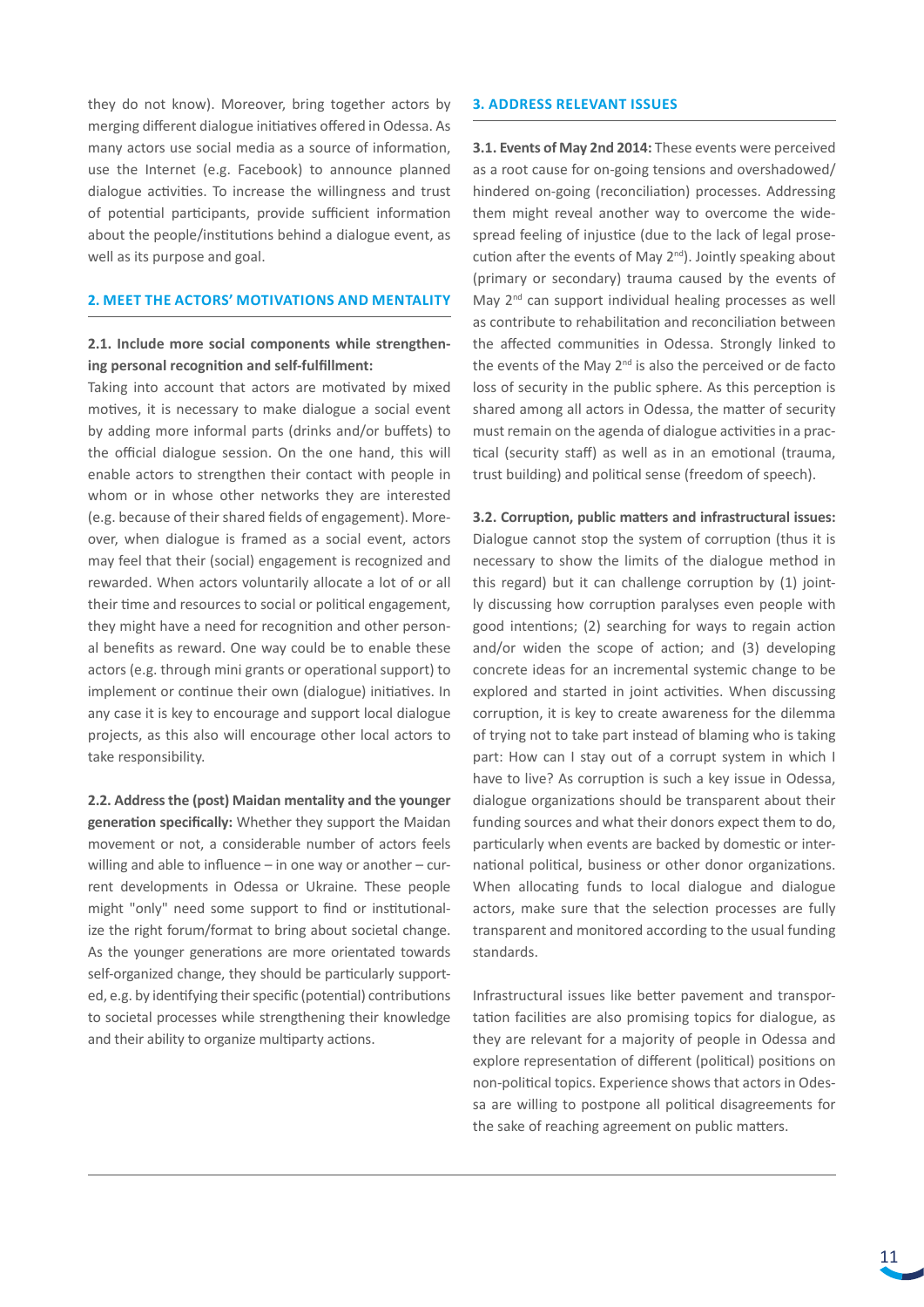they do not know). Moreover, bring together actors by merging different dialogue initiatives offered in Odessa. As many actors use social media as a source of information, use the Internet (e.g. Facebook) to announce planned dialogue activities. To increase the willingness and trust of potential participants, provide sufficient information about the people/institutions behind a dialogue event, as well as its purpose and goal.

## 2. MEET THE ACTORS' MOTIVATIONS AND MENTALITY

**2.1. Include more social components while strengthening personal recognition and self-fulfillment:** Taking into account that actors are motivated by mixed motives, it is necessary to make dialogue a social event by adding more informal parts (drinks and/or buffets) to the official dialogue session. On the one hand, this will enable actors to strengthen their contact with people in whom or in whose other networks they are interested (e.g. because of their shared fields of engagement). Moreover, when dialogue is framed as a social event, actors may feel that their (social) engagement is recognized and rewarded. When actors voluntarily allocate a lot of or all their time and resources to social or political engagement, they might have a need for recognition and other personal benefits as reward. One way could be to enable these actors (e.g. through mini grants or operational support) to implement or continue their own (dialogue) initiatives. In any case it is key to encourage and support local dialogue projects, as this also will encourage other local actors to take responsibility.

**2.2. Address the (post) Maidan mentality and the younger generation specifically:** Whether they support the Maidan movement or not, a considerable number of actors feels willing and able to influence – in one way or another – current developments in Odessa or Ukraine. These people might "only" need some support to find or institutionalize the right forum/format to bring about societal change. As the younger generations are more orientated towards self-organized change, they should be particularly supported, e.g. by identifying their specific (potential) contributions to societal processes while strengthening their knowledge and their ability to organize multiparty actions.

## 3. ADDRESS RELEVANT ISSUES

**3.1. Events of May 2nd 2014:** These events were perceived as a root cause for on-going tensions and overshadowed/hindered on-going (reconciliation) processes. Addressing them might reveal another way to overcome the widespread feeling of injustice (due to the lack of legal prosecution after the events of May 2nd). Jointly speaking about (primary or secondary) trauma caused by the events of May 2nd can support individual healing processes as well as contribute to rehabilitation and reconciliation between the affected communities in Odessa. Strongly linked to the events of the May 2nd is also the perceived or de facto loss of security in the public sphere. As this perception is shared among all actors in Odessa, the matter of security must remain on the agenda of dialogue activities in a practical (security staff) as well as in an emotional (trauma, trust building) and political sense (freedom of speech).

**3.2. Corruption, public matters and infrastructural issues:** Dialogue cannot stop the system of corruption (thus it is necessary to show the limits of the dialogue method in this regard) but it can challenge corruption by (1) jointly discussing how corruption paralyses even people with good intentions; (2) searching for ways to regain action and/or widen the scope of action; and (3) developing concrete ideas for an incremental systemic change to be explored and started in joint activities. When discussing corruption, it is key to create awareness for the dilemma of trying not to take part instead of blaming who is taking part: How can I stay out of a corrupt system in which I have to live? As corruption is such a key issue in Odessa, dialogue organizations should be transparent about their funding sources and what their donors expect them to do, particularly when events are backed by domestic or international political, business or other donor organizations. When allocating funds to local dialogue and dialogue actors, make sure that the selection processes are fully transparent and monitored according to the usual funding standards.

Infrastructural issues like better pavement and transportation facilities are also promising topics for dialogue, as they are relevant for a majority of people in Odessa and explore representation of different (political) positions on non-political topics. Experience shows that actors in Odessa are willing to postpone all political disagreements for the sake of reaching agreement on public matters.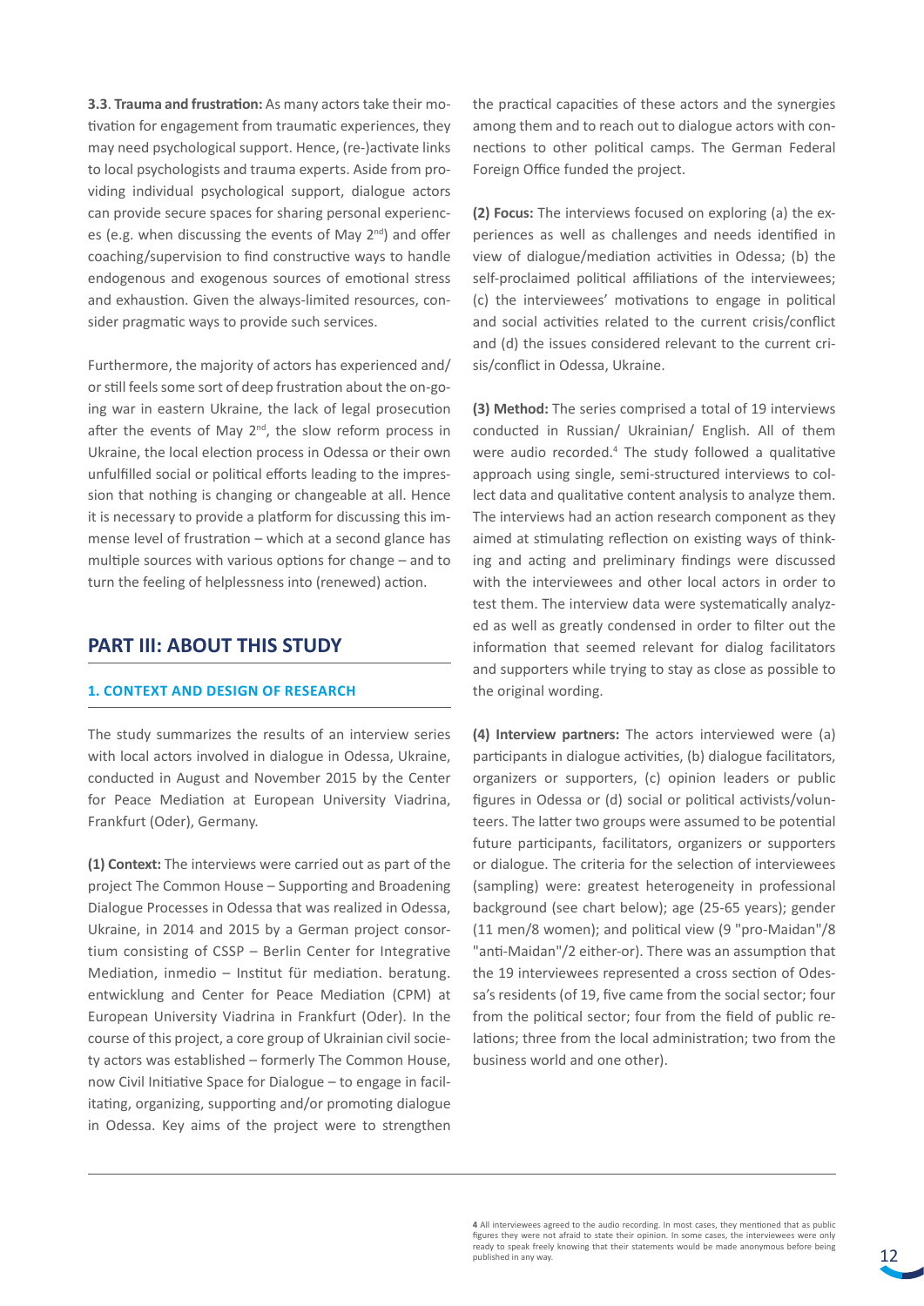**3.3. Trauma and frustration:** As many actors take their motivation for engagement from traumatic experiences, they may need psychological support. Hence, (re-)activate links to local psychologists and trauma experts. Aside from providing individual psychological support, dialogue actors can provide secure spaces for sharing personal experiences (e.g. when discussing the events of May 2nd) and offer coaching/supervision to find constructive ways to handle endogenous and exogenous sources of emotional stress and exhaustion. Given the always-limited resources, consider pragmatic ways to provide such services.

Furthermore, the majority of actors has experienced and/or still feels some sort of deep frustration about the on-going war in eastern Ukraine, the lack of legal prosecution after the events of May 2nd, the slow reform process in Ukraine, the local election process in Odessa or their own unfulfilled social or political efforts leading to the impression that nothing is changing or changeable at all. Hence it is necessary to provide a platform for discussing this immense level of frustration – which at a second glance has multiple sources with various options for change – and to turn the feeling of helplessness into (renewed) action.

## PART III: ABOUT THIS STUDY

### 1. CONTEXT AND DESIGN OF RESEARCH

The study summarizes the results of an interview series with local actors involved in dialogue in Odessa, Ukraine, conducted in August and November 2015 by the Center for Peace Mediation at European University Viadrina, Frankfurt (Oder), Germany.

**(1) Context:** The interviews were carried out as part of the project The Common House – Supporting and Broadening Dialogue Processes in Odessa that was realized in Odessa, Ukraine, in 2014 and 2015 by a German project consortium consisting of CSSP – Berlin Center for Integrative Mediation, inmedio – Institut für mediation. beratung. entwicklung and Center for Peace Mediation (CPM) at European University Viadrina in Frankfurt (Oder). In the course of this project, a core group of Ukrainian civil society actors was established – formerly The Common House, now Civil Initiative Space for Dialogue – to engage in facilitating, organizing, supporting and/or promoting dialogue in Odessa. Key aims of the project were to strengthen the practical capacities of these actors and the synergies among them and to reach out to dialogue actors with connections to other political camps. The German Federal Foreign Office funded the project.

**(2) Focus:** The interviews focused on exploring (a) the experiences as well as challenges and needs identified in view of dialogue/mediation activities in Odessa; (b) the self-proclaimed political affiliations of the interviewees; (c) the interviewees' motivations to engage in political and social activities related to the current crisis/conflict and (d) the issues considered relevant to the current crisis/conflict in Odessa, Ukraine.

**(3) Method:** The series comprised a total of 19 interviews conducted in Russian/ Ukrainian/ English. All of them were audio recorded.[4] The study followed a qualitative approach using single, semi-structured interviews to collect data and qualitative content analysis to analyze them. The interviews had an action research component as they aimed at stimulating reflection on existing ways of thinking and acting and preliminary findings were discussed with the interviewees and other local actors in order to test them. The interview data were systematically analyzed as well as greatly condensed in order to filter out the information that seemed relevant for dialog facilitators and supporters while trying to stay as close as possible to the original wording.

**(4) Interview partners:** The actors interviewed were (a) participants in dialogue activities, (b) dialogue facilitators, organizers or supporters, (c) opinion leaders or public figures in Odessa or (d) social or political activists/volunteers. The latter two groups were assumed to be potential future participants, facilitators, organizers or supporters or dialogue. The criteria for the selection of interviewees (sampling) were: greatest heterogeneity in professional background (see chart below); age (25-65 years); gender (11 men/8 women); and political view (9 "pro-Maidan"/8 "anti-Maidan"/2 either-or). There was an assumption that the 19 interviewees represented a cross section of Odessa's residents (of 19, five came from the social sector; four from the political sector; four from the field of public relations; three from the local administration; two from the business world and one other).

[4] All interviewees agreed to the audio recording. In most cases, they mentioned that as public figures they were not afraid to state their opinion. In some cases, the interviewees were only ready to speak freely knowing that their statements would be made anonymous before being published in any way.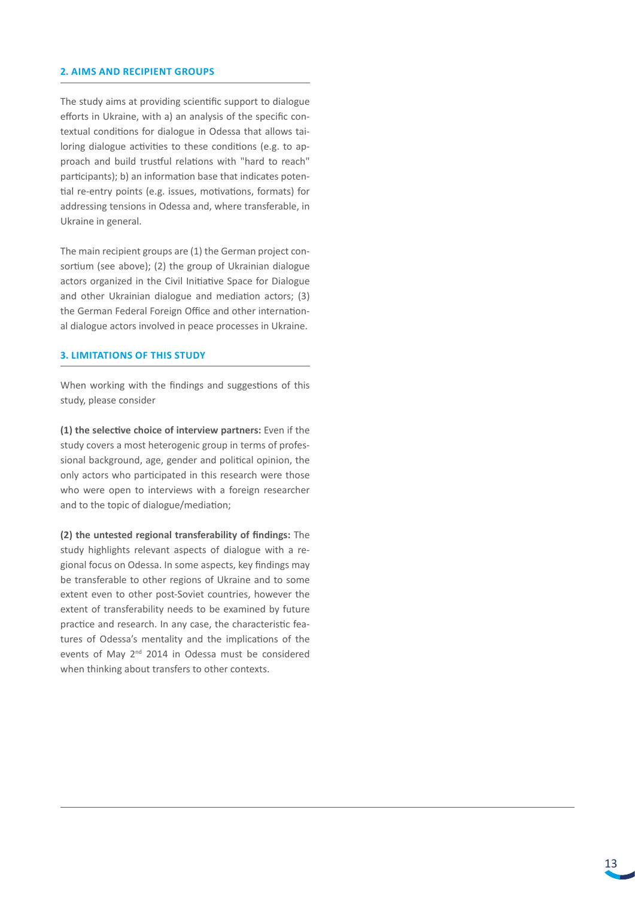## 2. AIMS AND RECIPIENT GROUPS

The study aims at providing scientific support to dialogue efforts in Ukraine, with a) an analysis of the specific contextual conditions for dialogue in Odessa that allows tailoring dialogue activities to these conditions (e.g. to approach and build trustful relations with "hard to reach" participants); b) an information base that indicates potential re-entry points (e.g. issues, motivations, formats) for addressing tensions in Odessa and, where transferable, in Ukraine in general.

The main recipient groups are (1) the German project consortium (see above); (2) the group of Ukrainian dialogue actors organized in the Civil Initiative Space for Dialogue and other Ukrainian dialogue and mediation actors; (3) the German Federal Foreign Office and other international dialogue actors involved in peace processes in Ukraine.

## 3. LIMITATIONS OF THIS STUDY

When working with the findings and suggestions of this study, please consider

**(1) the selective choice of interview partners:** Even if the study covers a most heterogenic group in terms of professional background, age, gender and political opinion, the only actors who participated in this research were those who were open to interviews with a foreign researcher and to the topic of dialogue/mediation;

**(2) the untested regional transferability of findings:** The study highlights relevant aspects of dialogue with a regional focus on Odessa. In some aspects, key findings may be transferable to other regions of Ukraine and to some extent even to other post-Soviet countries, however the extent of transferability needs to be examined by future practice and research. In any case, the characteristic features of Odessa's mentality and the implications of the events of May 2nd 2014 in Odessa must be considered when thinking about transfers to other contexts.